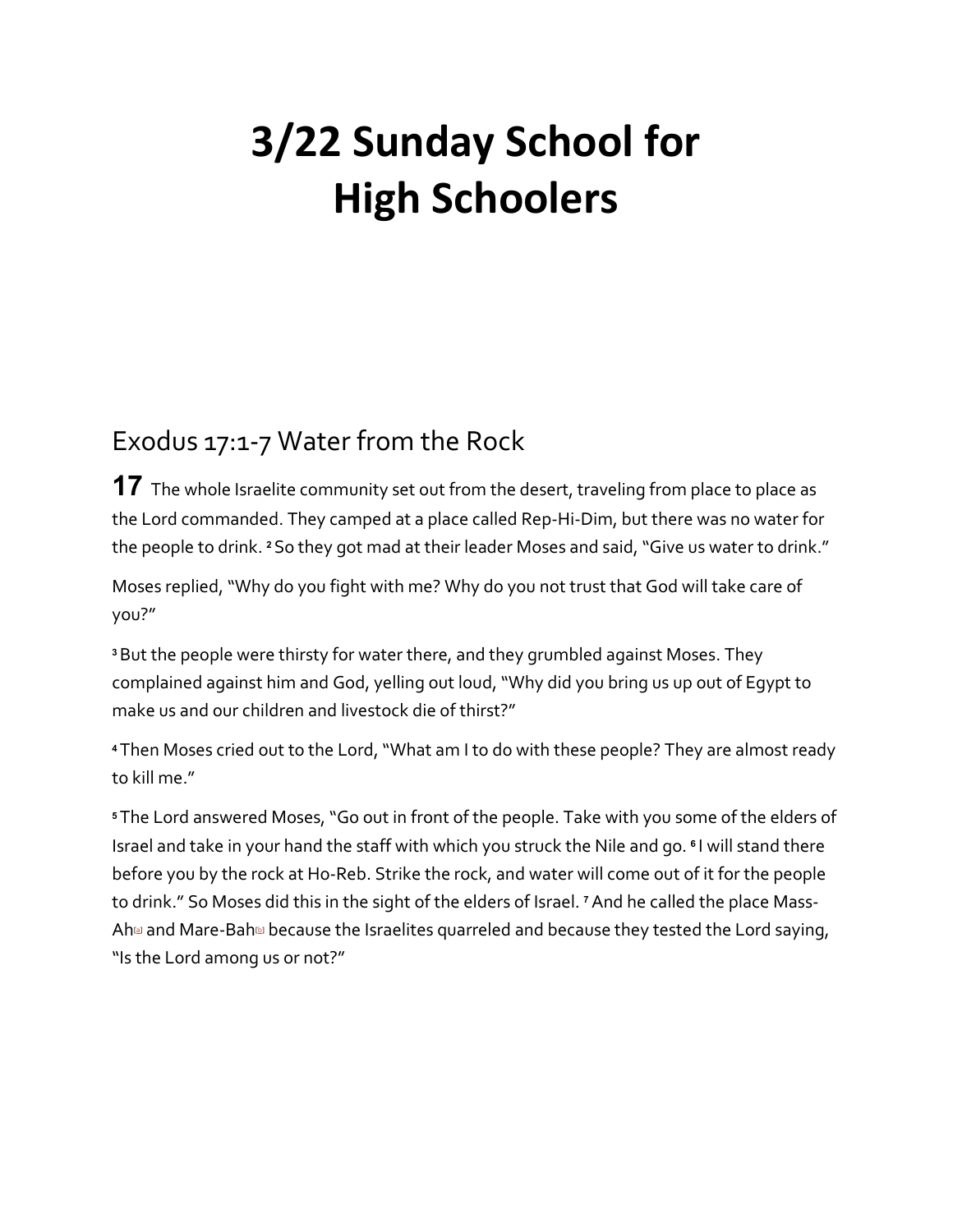# 3/22 Sunday School for High Schoolers

## Exodus 17:1-7 Water from the Rock

**17** The whole Israelite community set out from the desert, traveling from place to place as the Lord commanded. They camped at a place called Rep-Hi-Dim, but there was no water for the people to drink. [2] So they got mad at their leader Moses and said, "Give us water to drink."

Moses replied, "Why do you fight with me? Why do you not trust that God will take care of you?"

[3] But the people were thirsty for water there, and they grumbled against Moses. They complained against him and God, yelling out loud, "Why did you bring us up out of Egypt to make us and our children and livestock die of thirst?"

[4] Then Moses cried out to the Lord, "What am I to do with these people? They are almost ready to kill me."

[5] The Lord answered Moses, "Go out in front of the people. Take with you some of the elders of Israel and take in your hand the staff with which you struck the Nile and go. [6] I will stand there before you by the rock at Ho-Reb. Strike the rock, and water will come out of it for the people to drink." So Moses did this in the sight of the elders of Israel. [7] And he called the place Mass-Ah[a] and Mare-Bah[b] because the Israelites quarreled and because they tested the Lord saying, "Is the Lord among us or not?"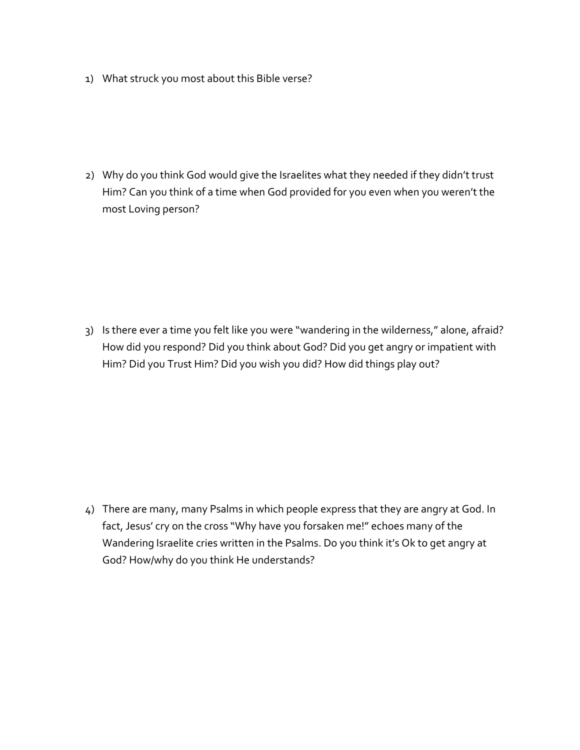1) What struck you most about this Bible verse?

2) Why do you think God would give the Israelites what they needed if they didn't trust Him? Can you think of a time when God provided for you even when you weren't the most Loving person?

3) Is there ever a time you felt like you were "wandering in the wilderness," alone, afraid? How did you respond? Did you think about God? Did you get angry or impatient with Him? Did you Trust Him? Did you wish you did? How did things play out?

4) There are many, many Psalms in which people express that they are angry at God. In fact, Jesus' cry on the cross "Why have you forsaken me!" echoes many of the Wandering Israelite cries written in the Psalms. Do you think it's Ok to get angry at God? How/why do you think He understands?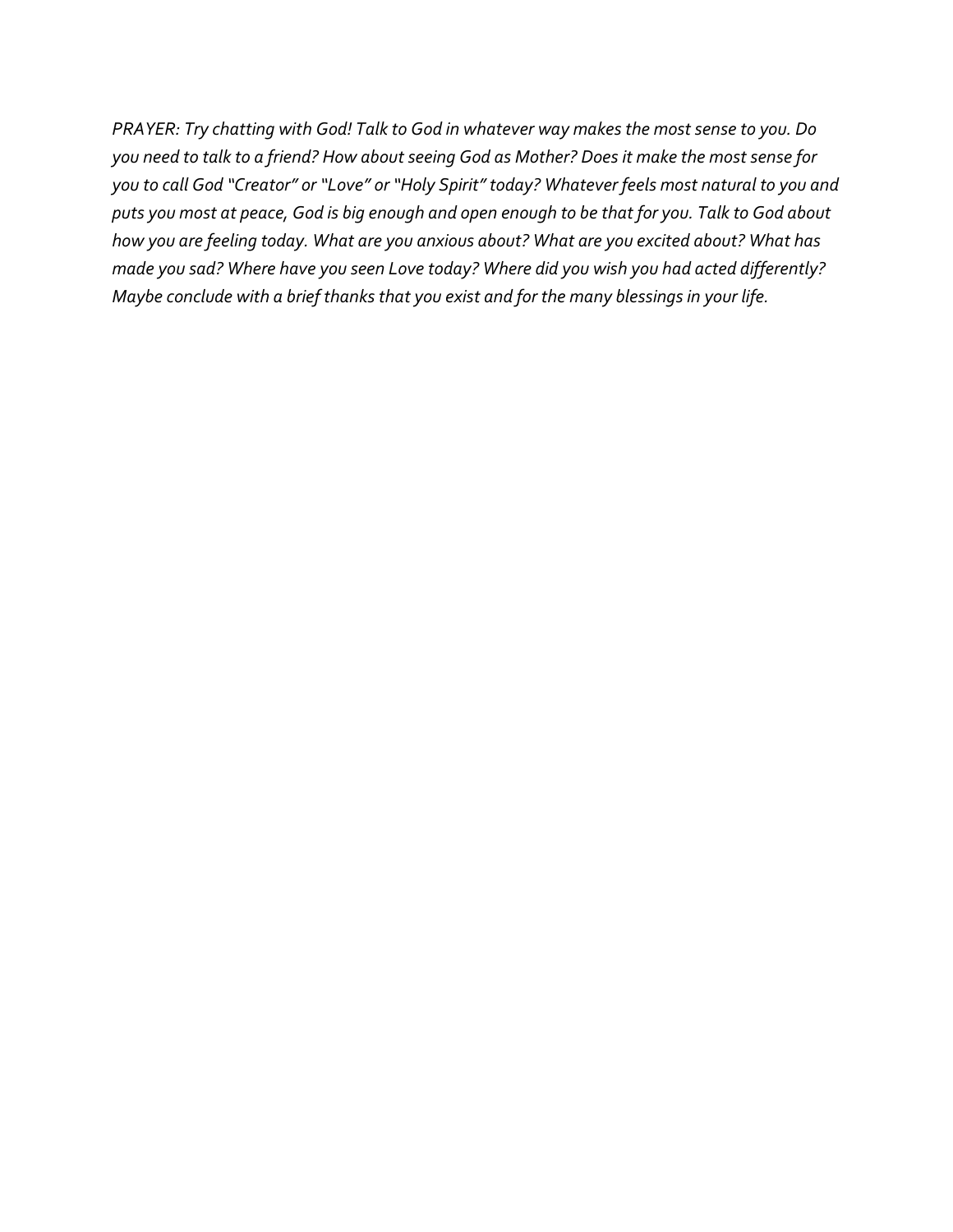*PRAYER: Try chatting with God! Talk to God in whatever way makes the most sense to you. Do you need to talk to a friend? How about seeing God as Mother? Does it make the most sense for you to call God "Creator" or "Love" or "Holy Spirit" today? Whatever feels most natural to you and puts you most at peace, God is big enough and open enough to be that for you. Talk to God about how you are feeling today. What are you anxious about? What are you excited about? What has made you sad? Where have you seen Love today? Where did you wish you had acted differently? Maybe conclude with a brief thanks that you exist and for the many blessings in your life.*